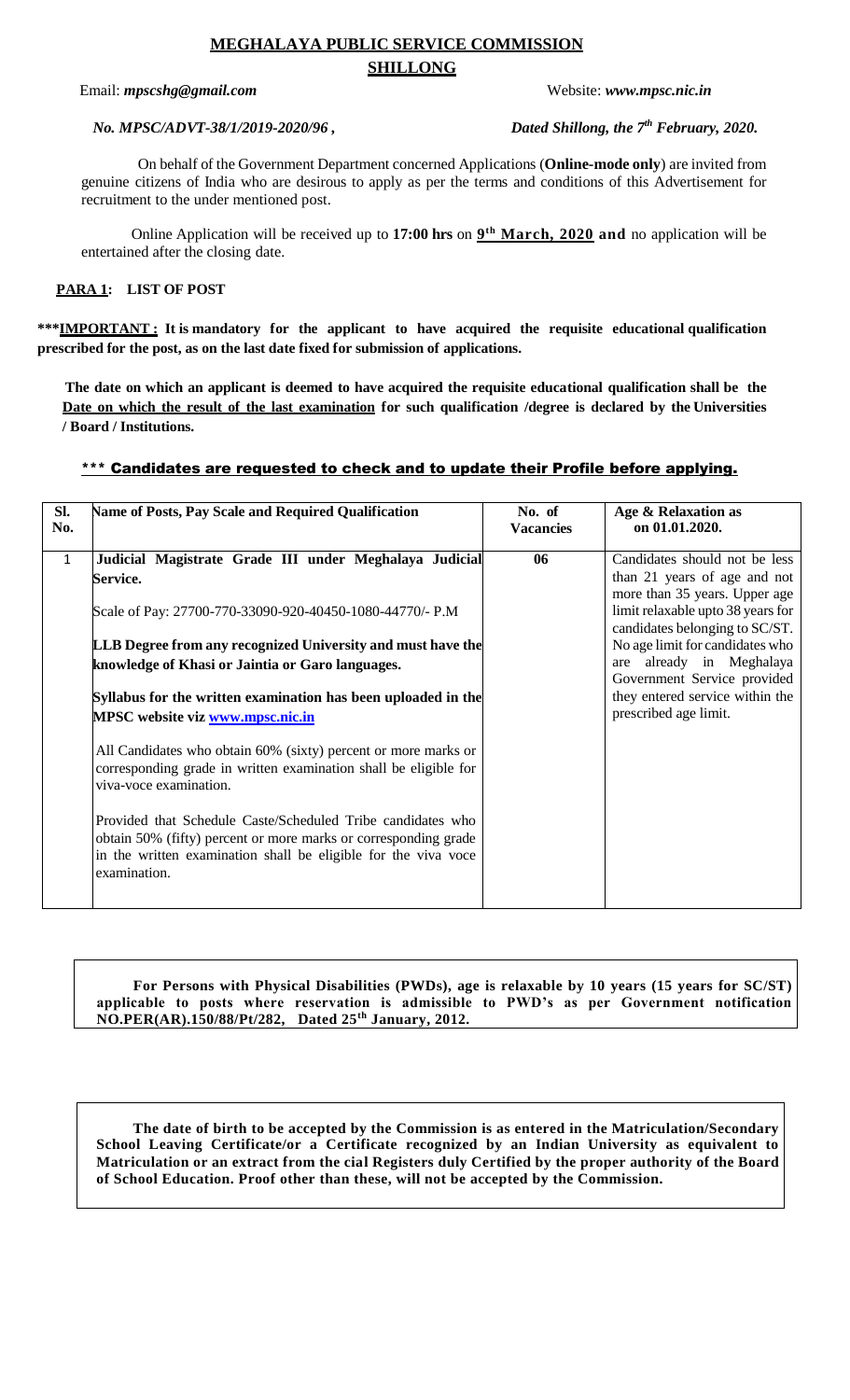# MEGHALAYA PUBLIC SERVICE COMMISSION

## SHILLONG

Email: ***mpscshg@gmail.com*** Website: ***www.mpsc.nic.in***

*No. MPSC/ADVT-38/1/2019-2020/96 ,* *Dated Shillong, the 7th February, 2020.*

On behalf of the Government Department concerned Applications (**Online-mode only**) are invited from genuine citizens of India who are desirous to apply as per the terms and conditions of this Advertisement for recruitment to the under mentioned post.

Online Application will be received up to **17:00 hrs** on **9th March, 2020 and** no application will be entertained after the closing date.

**PARA 1: LIST OF POST**

**\*\*\*IMPORTANT : It is mandatory for the applicant to have acquired the requisite educational qualification prescribed for the post, as on the last date fixed for submission of applications.**

**The date on which an applicant is deemed to have acquired the requisite educational qualification shall be the Date on which the result of the last examination for such qualification /degree is declared by the Universities / Board / Institutions.**

**\*\*\* Candidates are requested to check and to update their Profile before applying.**

| Sl. No. | Name of Posts, Pay Scale and Required Qualification | No. of Vacancies | Age & Relaxation as on 01.01.2020. |
|---|---|---|---|
| 1 | **Judicial Magistrate Grade III under Meghalaya Judicial Service.**<br><br>Scale of Pay: 27700-770-33090-920-40450-1080-44770/- P.M<br><br>**LLB Degree from any recognized University and must have the knowledge of Khasi or Jaintia or Garo languages.**<br><br>**Syllabus for the written examination has been uploaded in the MPSC website viz www.mpsc.nic.in**<br><br>All Candidates who obtain 60% (sixty) percent or more marks or corresponding grade in written examination shall be eligible for viva-voce examination.<br><br>Provided that Schedule Caste/Scheduled Tribe candidates who obtain 50% (fifty) percent or more marks or corresponding grade in the written examination shall be eligible for the viva voce examination. | **06** | Candidates should not be less than 21 years of age and not more than 35 years. Upper age limit relaxable upto 38 years for candidates belonging to SC/ST. No age limit for candidates who are already in Meghalaya Government Service provided they entered service within the prescribed age limit. |

**For Persons with Physical Disabilities (PWDs), age is relaxable by 10 years (15 years for SC/ST) applicable to posts where reservation is admissible to PWD's as per Government notification NO.PER(AR).150/88/Pt/282, Dated 25th January, 2012.**

**The date of birth to be accepted by the Commission is as entered in the Matriculation/Secondary School Leaving Certificate/or a Certificate recognized by an Indian University as equivalent to Matriculation or an extract from the cial Registers duly Certified by the proper authority of the Board of School Education. Proof other than these, will not be accepted by the Commission.**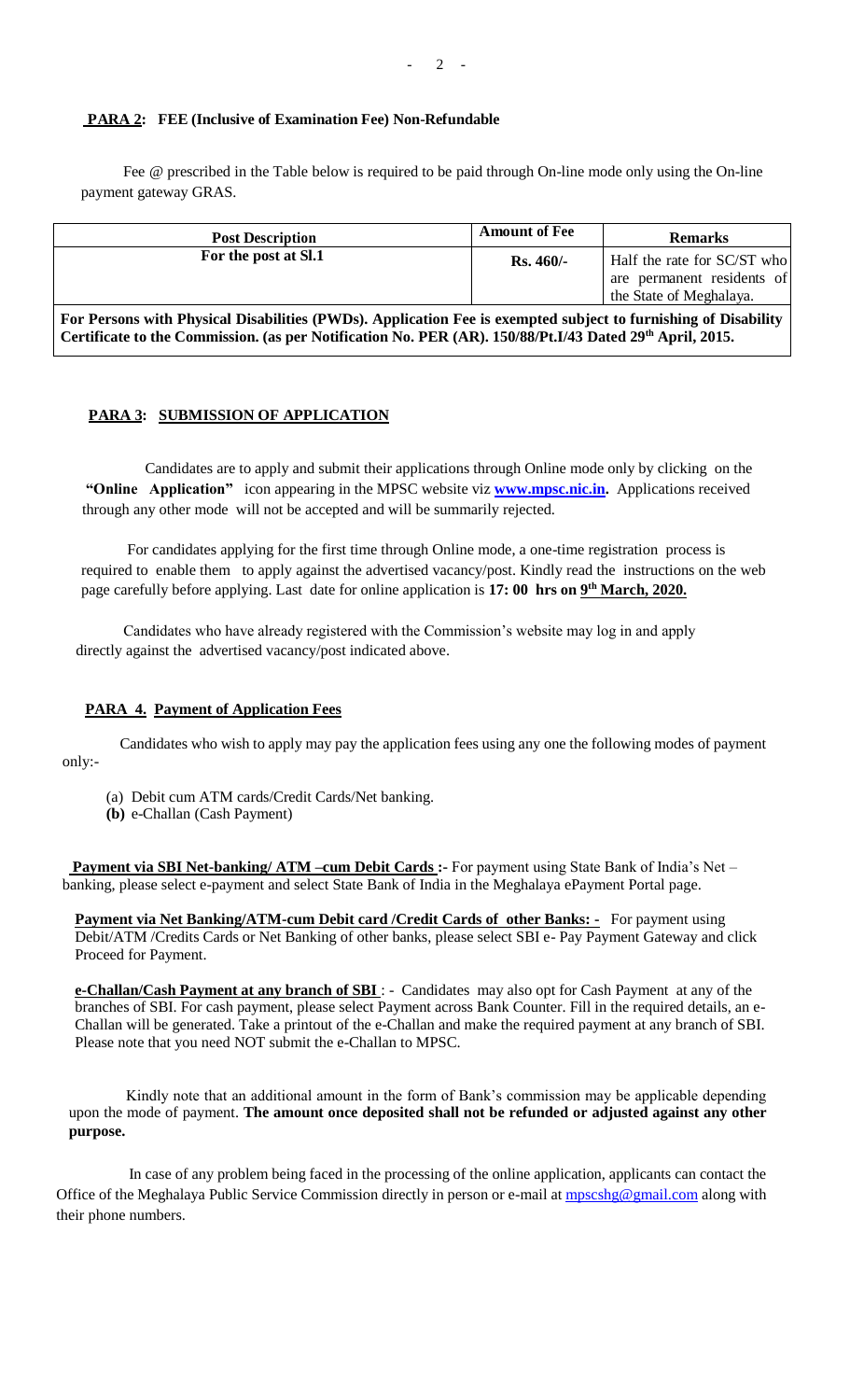## PARA 2: FEE (Inclusive of Examination Fee) Non-Refundable

Fee @ prescribed in the Table below is required to be paid through On-line mode only using the On-line payment gateway GRAS.

| Post Description | Amount of Fee | Remarks |
|---|---|---|
| **For the post at Sl.1** | **Rs. 460/-** | Half the rate for SC/ST who are permanent residents of the State of Meghalaya. |
| **For Persons with Physical Disabilities (PWDs). Application Fee is exempted subject to furnishing of Disability Certificate to the Commission. (as per Notification No. PER (AR). 150/88/Pt.I/43 Dated 29th April, 2015.** | | |

## PARA 3: SUBMISSION OF APPLICATION

Candidates are to apply and submit their applications through Online mode only by clicking on the **"Online Application"** icon appearing in the MPSC website viz **www.mpsc.nic.in.** Applications received through any other mode will not be accepted and will be summarily rejected.

For candidates applying for the first time through Online mode, a one-time registration process is required to enable them to apply against the advertised vacancy/post. Kindly read the instructions on the web page carefully before applying. Last date for online application is **17: 00 hrs on 9th March, 2020.**

Candidates who have already registered with the Commission's website may log in and apply directly against the advertised vacancy/post indicated above.

## PARA 4. Payment of Application Fees

Candidates who wish to apply may pay the application fees using any one the following modes of payment only:-

(a) Debit cum ATM cards/Credit Cards/Net banking.
**(b)** e-Challan (Cash Payment)

**Payment via SBI Net-banking/ ATM –cum Debit Cards :-** For payment using State Bank of India's Net – banking, please select e-payment and select State Bank of India in the Meghalaya ePayment Portal page.

**Payment via Net Banking/ATM-cum Debit card /Credit Cards of other Banks: -** For payment using Debit/ATM /Credits Cards or Net Banking of other banks, please select SBI e- Pay Payment Gateway and click Proceed for Payment.

**e-Challan/Cash Payment at any branch of SBI** : - Candidates may also opt for Cash Payment at any of the branches of SBI. For cash payment, please select Payment across Bank Counter. Fill in the required details, an e-Challan will be generated. Take a printout of the e-Challan and make the required payment at any branch of SBI. Please note that you need NOT submit the e-Challan to MPSC.

Kindly note that an additional amount in the form of Bank's commission may be applicable depending upon the mode of payment. **The amount once deposited shall not be refunded or adjusted against any other purpose.**

In case of any problem being faced in the processing of the online application, applicants can contact the Office of the Meghalaya Public Service Commission directly in person or e-mail at mpscshg@gmail.com along with their phone numbers.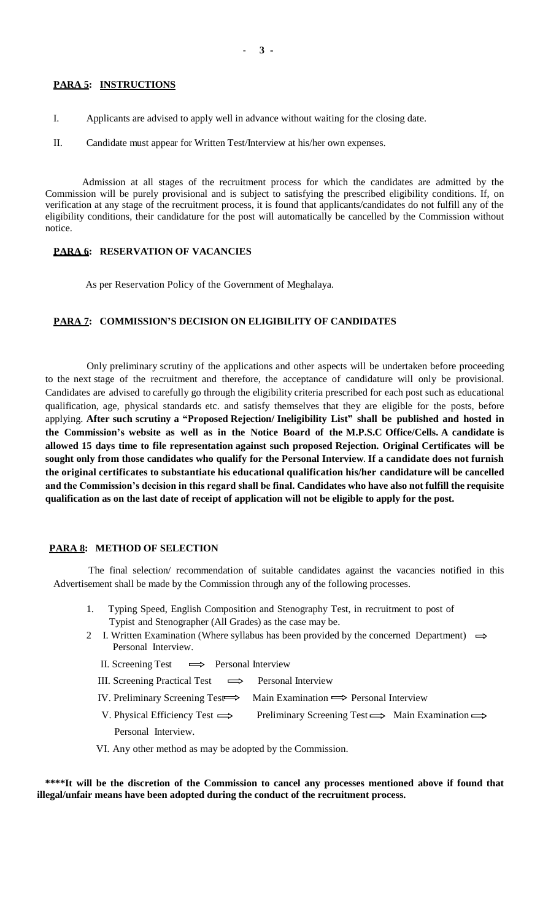## **PARA 5: INSTRUCTIONS**

I. Applicants are advised to apply well in advance without waiting for the closing date.

II. Candidate must appear for Written Test/Interview at his/her own expenses.

Admission at all stages of the recruitment process for which the candidates are admitted by the Commission will be purely provisional and is subject to satisfying the prescribed eligibility conditions. If, on verification at any stage of the recruitment process, it is found that applicants/candidates do not fulfill any of the eligibility conditions, their candidature for the post will automatically be cancelled by the Commission without notice.

## **PARA 6: RESERVATION OF VACANCIES**

As per Reservation Policy of the Government of Meghalaya.

## **PARA 7: COMMISSION'S DECISION ON ELIGIBILITY OF CANDIDATES**

Only preliminary scrutiny of the applications and other aspects will be undertaken before proceeding to the next stage of the recruitment and therefore, the acceptance of candidature will only be provisional. Candidates are advised to carefully go through the eligibility criteria prescribed for each post such as educational qualification, age, physical standards etc. and satisfy themselves that they are eligible for the posts, before applying. **After such scrutiny a "Proposed Rejection/ Ineligibility List" shall be published and hosted in the Commission's website as well as in the Notice Board of the M.P.S.C Office/Cells. A candidate is allowed 15 days time to file representation against such proposed Rejection. Original Certificates will be sought only from those candidates who qualify for the Personal Interview**. **If a candidate does not furnish the original certificates to substantiate his educational qualification his/her candidature will be cancelled and the Commission's decision in this regard shall be final. Candidates who have also not fulfill the requisite qualification as on the last date of receipt of application will not be eligible to apply for the post.**

## **PARA 8: METHOD OF SELECTION**

The final selection/ recommendation of suitable candidates against the vacancies notified in this Advertisement shall be made by the Commission through any of the following processes.

1. Typing Speed, English Composition and Stenography Test, in recruitment to post of Typist and Stenographer (All Grades) as the case may be.
2. I. Written Examination (Where syllabus has been provided by the concerned Department) ⟹ Personal Interview.

   II. Screening Test ⟹ Personal Interview

   III. Screening Practical Test ⟹ Personal Interview

   IV. Preliminary Screening Test ⟹ Main Examination ⟹ Personal Interview

   V. Physical Efficiency Test ⟹ Preliminary Screening Test ⟹ Main Examination ⟹ Personal Interview.

   VI. Any other method as may be adopted by the Commission.

**\*\*\*\*It will be the discretion of the Commission to cancel any processes mentioned above if found that illegal/unfair means have been adopted during the conduct of the recruitment process.**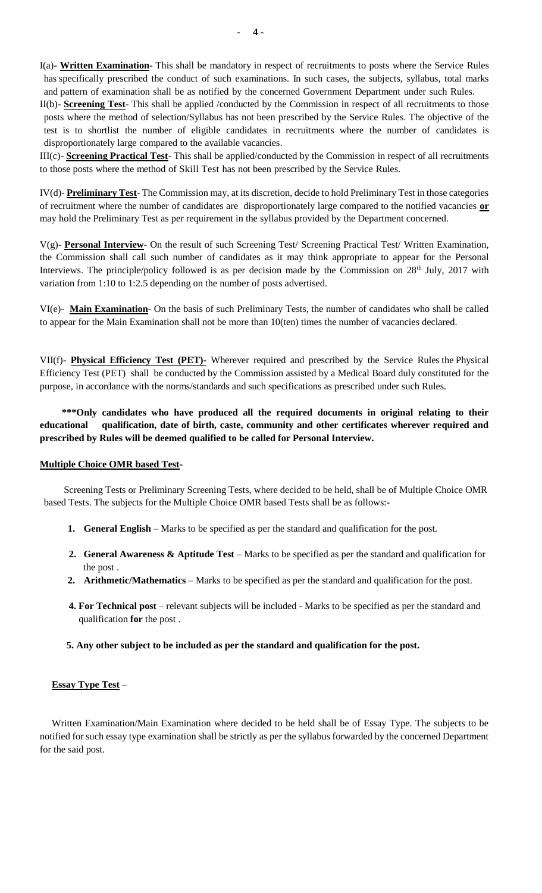I(a)- **Written Examination**- This shall be mandatory in respect of recruitments to posts where the Service Rules has specifically prescribed the conduct of such examinations. In such cases, the subjects, syllabus, total marks and pattern of examination shall be as notified by the concerned Government Department under such Rules.

II(b)- **Screening Test**- This shall be applied /conducted by the Commission in respect of all recruitments to those posts where the method of selection/Syllabus has not been prescribed by the Service Rules. The objective of the test is to shortlist the number of eligible candidates in recruitments where the number of candidates is disproportionately large compared to the available vacancies.

III(c)- **Screening Practical Test**- This shall be applied/conducted by the Commission in respect of all recruitments to those posts where the method of Skill Test has not been prescribed by the Service Rules.

IV(d)- **Preliminary Test**- The Commission may, at its discretion, decide to hold Preliminary Test in those categories of recruitment where the number of candidates are disproportionately large compared to the notified vacancies **or** may hold the Preliminary Test as per requirement in the syllabus provided by the Department concerned.

V(g)- **Personal Interview**- On the result of such Screening Test/ Screening Practical Test/ Written Examination, the Commission shall call such number of candidates as it may think appropriate to appear for the Personal Interviews. The principle/policy followed is as per decision made by the Commission on 28th July, 2017 with variation from 1:10 to 1:2.5 depending on the number of posts advertised.

VI(e)- **Main Examination**- On the basis of such Preliminary Tests, the number of candidates who shall be called to appear for the Main Examination shall not be more than 10(ten) times the number of vacancies declared.

VII(f)- **Physical Efficiency Test (PET)-** Wherever required and prescribed by the Service Rules the Physical Efficiency Test (PET) shall be conducted by the Commission assisted by a Medical Board duly constituted for the purpose, in accordance with the norms/standards and such specifications as prescribed under such Rules.

**\*\*\*Only candidates who have produced all the required documents in original relating to their educational qualification, date of birth, caste, community and other certificates wherever required and prescribed by Rules will be deemed qualified to be called for Personal Interview.**

**Multiple Choice OMR based Test-**

Screening Tests or Preliminary Screening Tests, where decided to be held, shall be of Multiple Choice OMR based Tests. The subjects for the Multiple Choice OMR based Tests shall be as follows:-

1. **General English** – Marks to be specified as per the standard and qualification for the post.
2. **General Awareness & Aptitude Test** – Marks to be specified as per the standard and qualification for the post .
2. **Arithmetic/Mathematics** – Marks to be specified as per the standard and qualification for the post.
4. **For Technical post** – relevant subjects will be included - Marks to be specified as per the standard and qualification **for** the post .
5. **Any other subject to be included as per the standard and qualification for the post.**

**Essay Type Test** –

Written Examination/Main Examination where decided to be held shall be of Essay Type. The subjects to be notified for such essay type examination shall be strictly as per the syllabus forwarded by the concerned Department for the said post.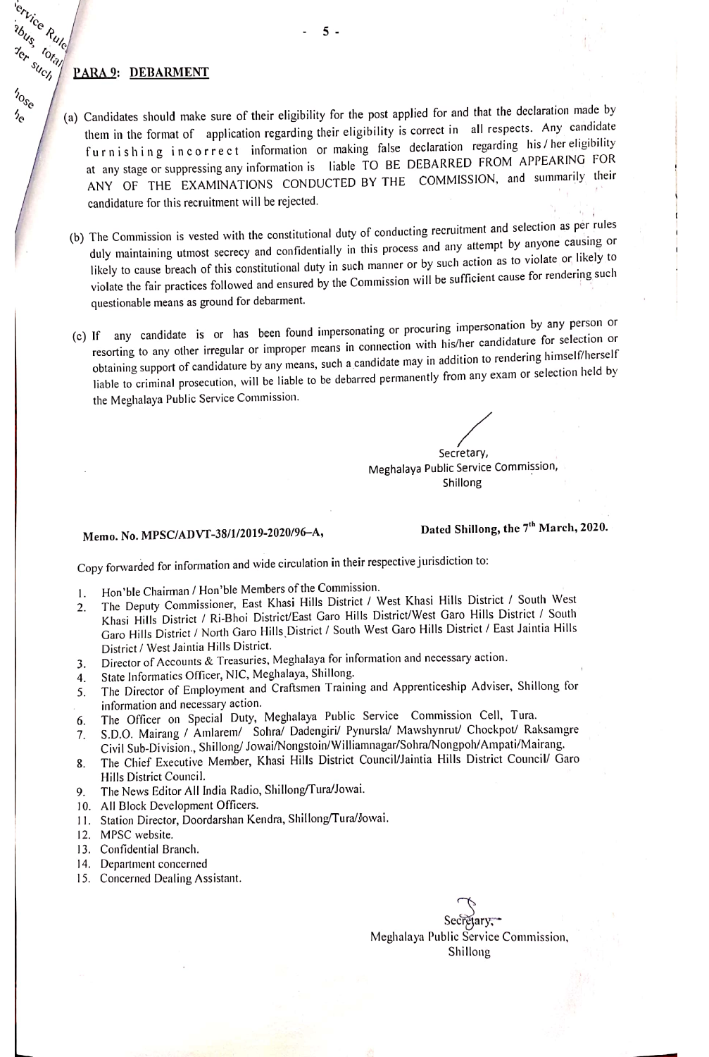## PARA 9: DEBARMENT

(a) Candidates should make sure of their eligibility for the post applied for and that the declaration made by them in the format of application regarding their eligibility is correct in all respects. Any candidate furnishing incorrect information or making false declaration regarding his / her eligibility at any stage or suppressing any information is liable TO BE DEBARRED FROM APPEARING FOR ANY OF THE EXAMINATIONS CONDUCTED BY THE COMMISSION, and summarily their candidature for this recruitment will be rejected.

(b) The Commission is vested with the constitutional duty of conducting recruitment and selection as per rules duly maintaining utmost secrecy and confidentially in this process and any attempt by anyone causing or likely to cause breach of this constitutional duty in such manner or by such action as to violate or likely to violate the fair practices followed and ensured by the Commission will be sufficient cause for rendering such questionable means as ground for debarment.

(c) If any candidate is or has been found impersonating or procuring impersonation by any person or resorting to any other irregular or improper means in connection with his/her candidature for selection or obtaining support of candidature by any means, such a candidate may in addition to rendering himself/herself liable to criminal prosecution, will be liable to be debarred permanently from any exam or selection held by the Meghalaya Public Service Commission.

Secretary,
Meghalaya Public Service Commission,
Shillong

**Memo. No. MPSC/ADVT-38/1/2019-2020/96–A,** **Dated Shillong, the 7th March, 2020.**

Copy forwarded for information and wide circulation in their respective jurisdiction to:

1. Hon'ble Chairman / Hon'ble Members of the Commission.
2. The Deputy Commissioner, East Khasi Hills District / West Khasi Hills District / South West Khasi Hills District / Ri-Bhoi District/East Garo Hills District/West Garo Hills District / South Garo Hills District / North Garo Hills District / South West Garo Hills District / East Jaintia Hills District / West Jaintia Hills District.
3. Director of Accounts & Treasuries, Meghalaya for information and necessary action.
4. State Informatics Officer, NIC, Meghalaya, Shillong.
5. The Director of Employment and Craftsmen Training and Apprenticeship Adviser, Shillong for information and necessary action.
6. The Officer on Special Duty, Meghalaya Public Service Commission Cell, Tura.
7. S.D.O. Mairang / Amlarem/ Sohra/ Dadengiri/ Pynursla/ Mawshynrut/ Chockpot/ Raksamgre Civil Sub-Division., Shillong/ Jowai/Nongstoin/Williamnagar/Sohra/Nongpoh/Ampati/Mairang.
8. The Chief Executive Member, Khasi Hills District Council/Jaintia Hills District Council/ Garo Hills District Council.
9. The News Editor All India Radio, Shillong/Tura/Jowai.
10. All Block Development Officers.
11. Station Director, Doordarshan Kendra, Shillong/Tura/Jowai.
12. MPSC website.
13. Confidential Branch.
14. Department concerned
15. Concerned Dealing Assistant.

Secretary,
Meghalaya Public Service Commission,
Shillong